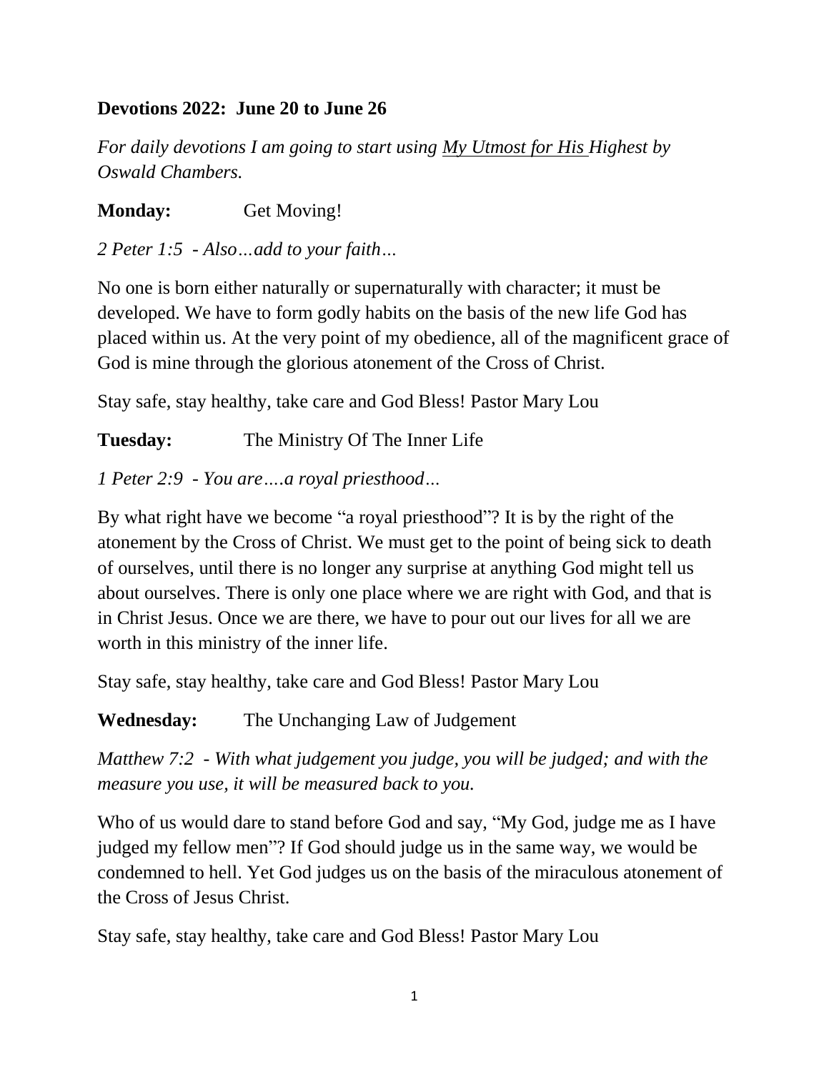**Devotions 2022: June 20 to June 26**

*For daily devotions I am going to start using My Utmost for His Highest by Oswald Chambers.*

**Monday:** Get Moving!

*2 Peter 1:5 - Also…add to your faith…*

No one is born either naturally or supernaturally with character; it must be developed. We have to form godly habits on the basis of the new life God has placed within us. At the very point of my obedience, all of the magnificent grace of God is mine through the glorious atonement of the Cross of Christ.

Stay safe, stay healthy, take care and God Bless! Pastor Mary Lou

**Tuesday:** The Ministry Of The Inner Life

*1 Peter 2:9 - You are….a royal priesthood…*

By what right have we become "a royal priesthood"? It is by the right of the atonement by the Cross of Christ. We must get to the point of being sick to death of ourselves, until there is no longer any surprise at anything God might tell us about ourselves. There is only one place where we are right with God, and that is in Christ Jesus. Once we are there, we have to pour out our lives for all we are worth in this ministry of the inner life.

Stay safe, stay healthy, take care and God Bless! Pastor Mary Lou

**Wednesday:** The Unchanging Law of Judgement

*Matthew 7:2 - With what judgement you judge, you will be judged; and with the measure you use, it will be measured back to you.*

Who of us would dare to stand before God and say, "My God, judge me as I have judged my fellow men"? If God should judge us in the same way, we would be condemned to hell. Yet God judges us on the basis of the miraculous atonement of the Cross of Jesus Christ.

Stay safe, stay healthy, take care and God Bless! Pastor Mary Lou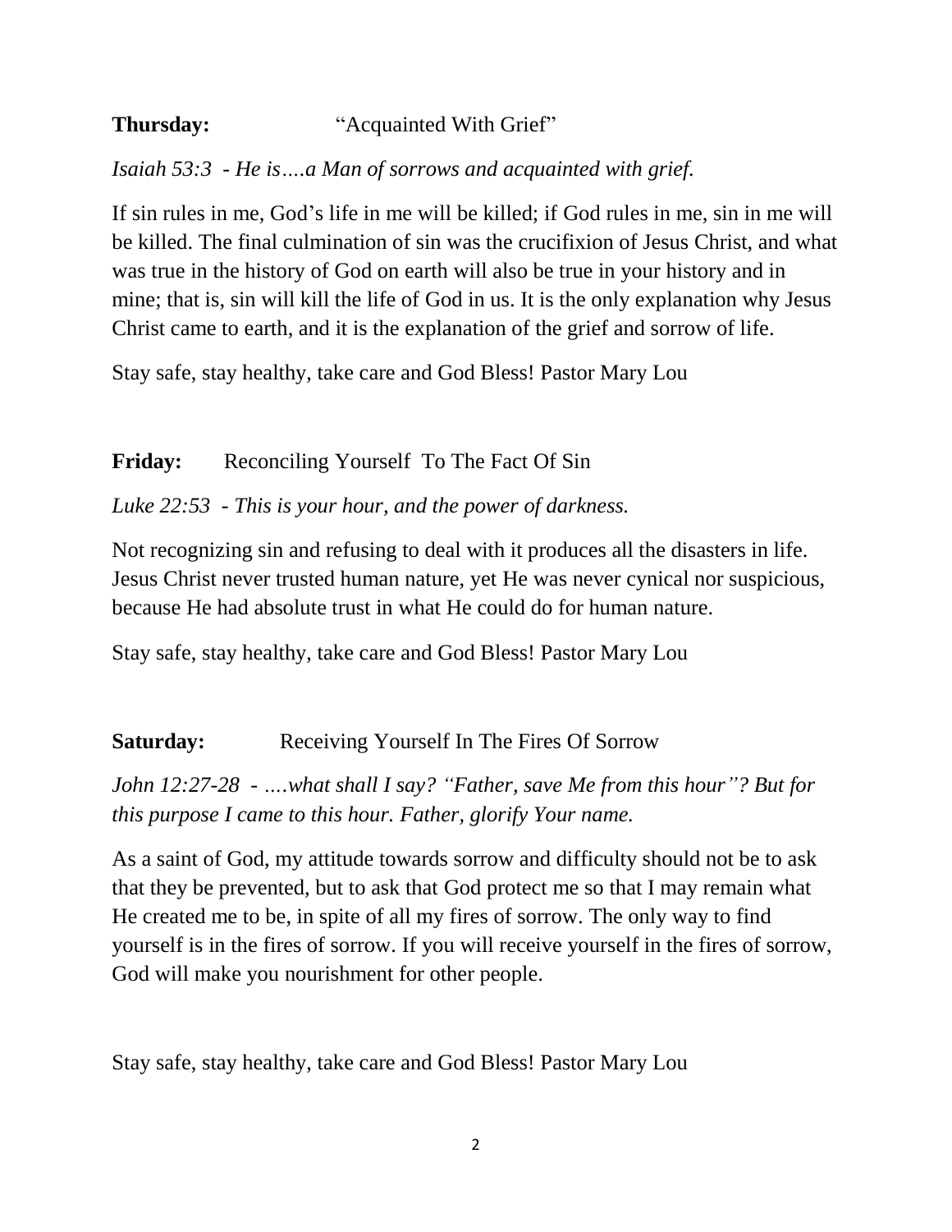**Thursday:** "Acquainted With Grief"

*Isaiah 53:3 - He is….a Man of sorrows and acquainted with grief.*

If sin rules in me, God's life in me will be killed; if God rules in me, sin in me will be killed. The final culmination of sin was the crucifixion of Jesus Christ, and what was true in the history of God on earth will also be true in your history and in mine; that is, sin will kill the life of God in us. It is the only explanation why Jesus Christ came to earth, and it is the explanation of the grief and sorrow of life.

Stay safe, stay healthy, take care and God Bless! Pastor Mary Lou

**Friday:** Reconciling Yourself To The Fact Of Sin

*Luke 22:53 - This is your hour, and the power of darkness.*

Not recognizing sin and refusing to deal with it produces all the disasters in life. Jesus Christ never trusted human nature, yet He was never cynical nor suspicious, because He had absolute trust in what He could do for human nature.

Stay safe, stay healthy, take care and God Bless! Pastor Mary Lou

**Saturday:** Receiving Yourself In The Fires Of Sorrow

*John 12:27-28 - ….what shall I say? "Father, save Me from this hour"? But for this purpose I came to this hour. Father, glorify Your name.*

As a saint of God, my attitude towards sorrow and difficulty should not be to ask that they be prevented, but to ask that God protect me so that I may remain what He created me to be, in spite of all my fires of sorrow. The only way to find yourself is in the fires of sorrow. If you will receive yourself in the fires of sorrow, God will make you nourishment for other people.

Stay safe, stay healthy, take care and God Bless! Pastor Mary Lou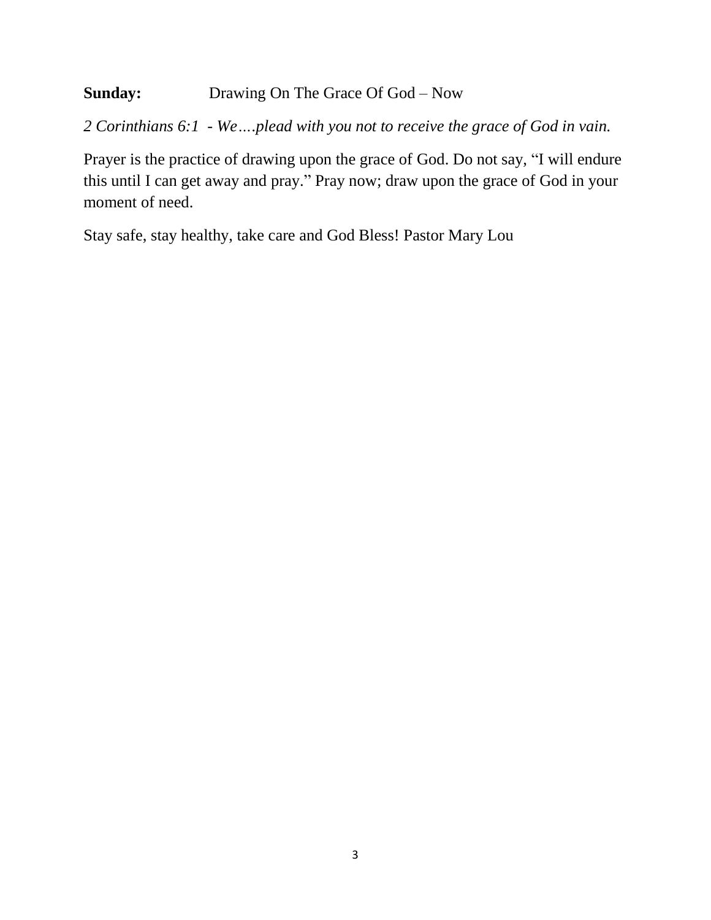**Sunday:** Drawing On The Grace Of God – Now

*2 Corinthians 6:1 - We….plead with you not to receive the grace of God in vain.*

Prayer is the practice of drawing upon the grace of God. Do not say, "I will endure this until I can get away and pray." Pray now; draw upon the grace of God in your moment of need.

Stay safe, stay healthy, take care and God Bless! Pastor Mary Lou